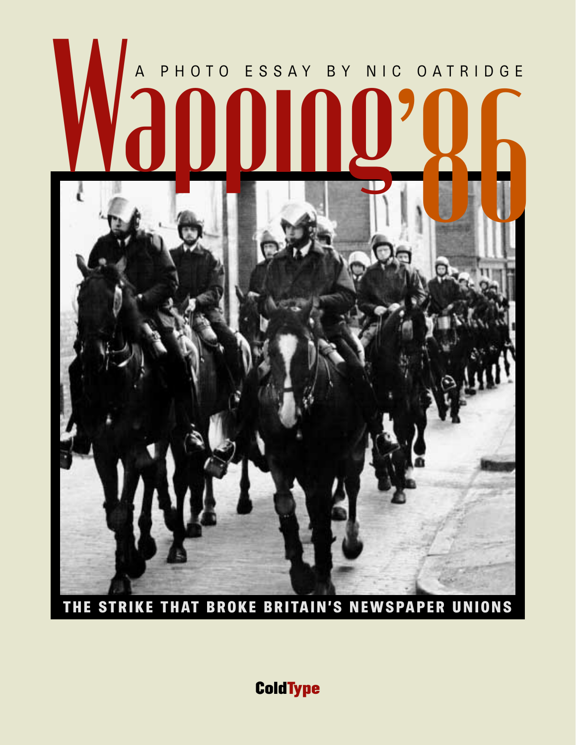# Wapping '86

A PHOTO ESSAY BY NIC OATRIDGE

**THE STRIKE THAT BROKE BRITAIN'S NEWSPAPER UNIONS**

**ColdType**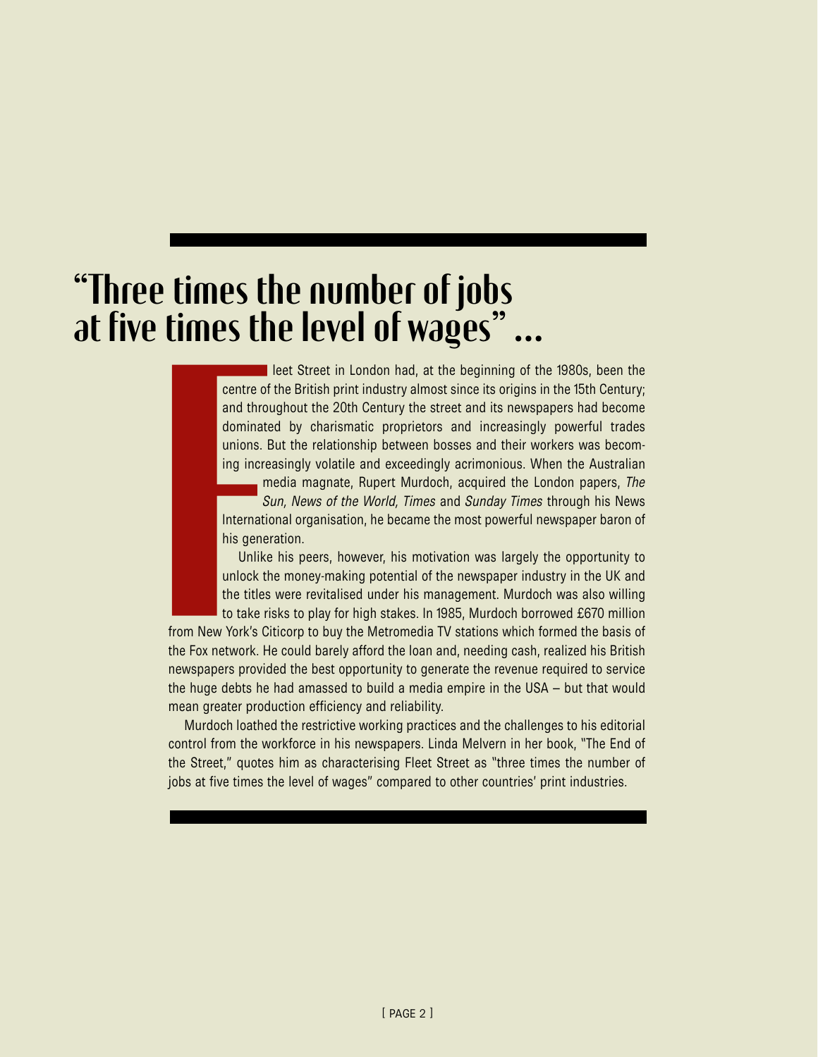# "Three times the number of jobs at five times the level of wages" ...

Fleet Street in London had, at the beginning of the 1980s, been the centre of the British print industry almost since its origins in the 15th Century; and throughout the 20th Century the street and its newspapers had become dominated by charismatic proprietors and increasingly powerful trades unions. But the relationship between bosses and their workers was becoming increasingly volatile and exceedingly acrimonious. When the Australian media magnate, Rupert Murdoch, acquired the London papers, *The Sun, News of the World, Times* and *Sunday Times* through his News International organisation, he became the most powerful newspaper baron of his generation.

Unlike his peers, however, his motivation was largely the opportunity to unlock the money-making potential of the newspaper industry in the UK and the titles were revitalised under his management. Murdoch was also willing to take risks to play for high stakes. In 1985, Murdoch borrowed £670 million from New York's Citicorp to buy the Metromedia TV stations which formed the basis of the Fox network. He could barely afford the loan and, needing cash, realized his British newspapers provided the best opportunity to generate the revenue required to service the huge debts he had amassed to build a media empire in the USA – but that would mean greater production efficiency and reliability.

Murdoch loathed the restrictive working practices and the challenges to his editorial control from the workforce in his newspapers. Linda Melvern in her book, "The End of the Street," quotes him as characterising Fleet Street as "three times the number of jobs at five times the level of wages" compared to other countries' print industries.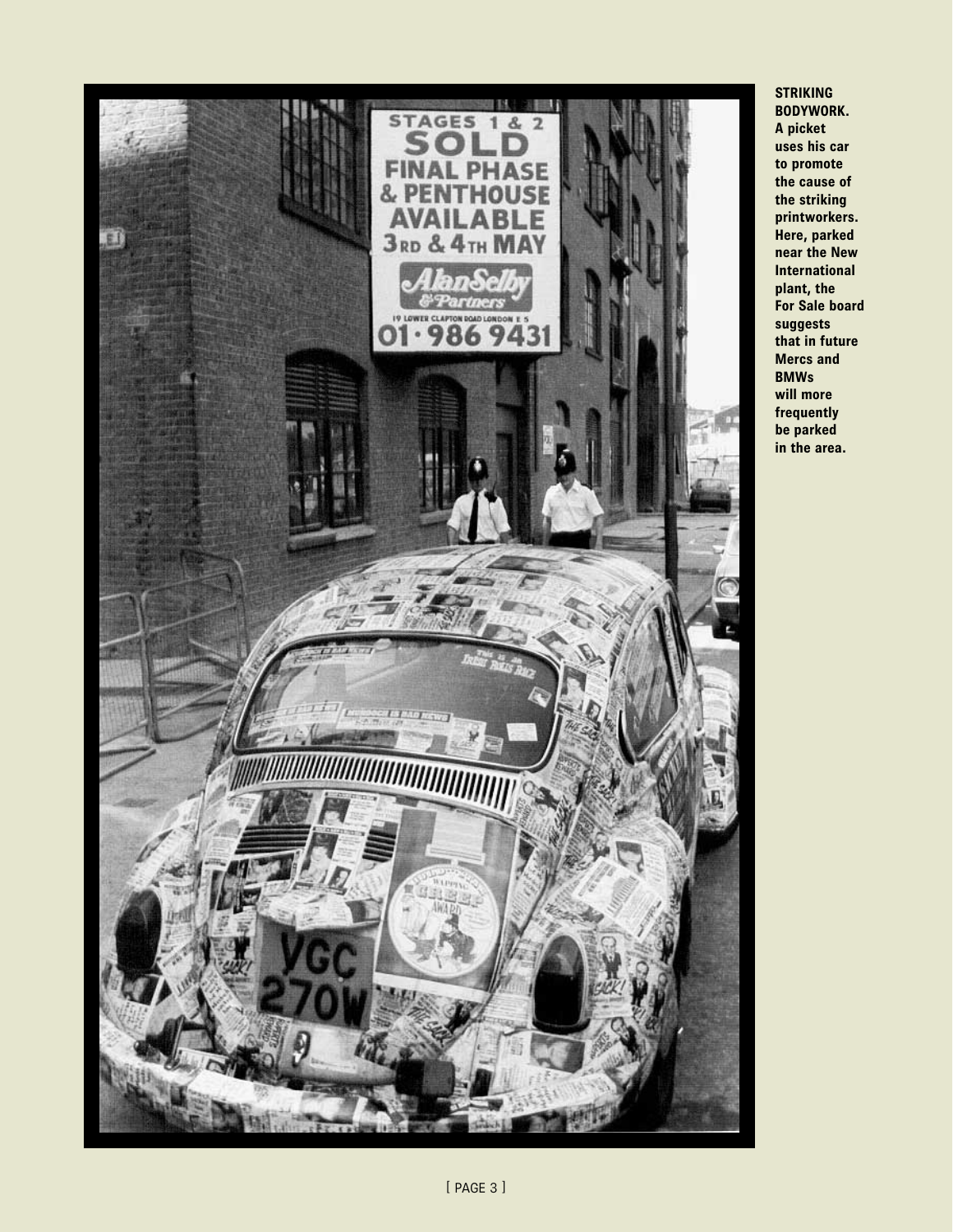**STRIKING BODYWORK.** A picket uses his car to promote the cause of the striking printworkers. Here, parked near the New International plant, the For Sale board suggests that in future Mercs and BMWs will more frequently be parked in the area.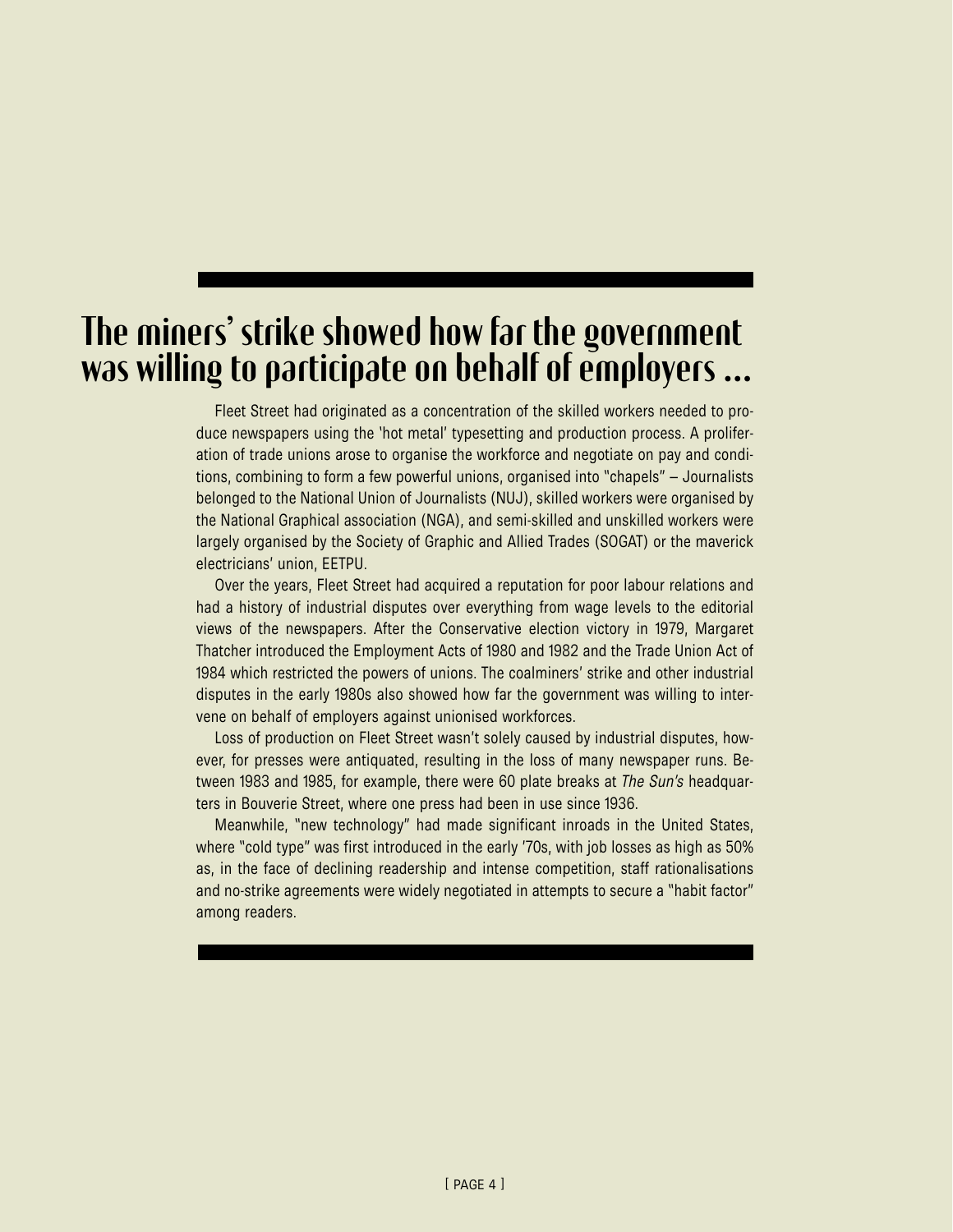# The miners' strike showed how far the government was willing to participate on behalf of employers ...

Fleet Street had originated as a concentration of the skilled workers needed to produce newspapers using the 'hot metal' typesetting and production process. A proliferation of trade unions arose to organise the workforce and negotiate on pay and conditions, combining to form a few powerful unions, organised into "chapels" – Journalists belonged to the National Union of Journalists (NUJ), skilled workers were organised by the National Graphical association (NGA), and semi-skilled and unskilled workers were largely organised by the Society of Graphic and Allied Trades (SOGAT) or the maverick electricians' union, EETPU.

Over the years, Fleet Street had acquired a reputation for poor labour relations and had a history of industrial disputes over everything from wage levels to the editorial views of the newspapers. After the Conservative election victory in 1979, Margaret Thatcher introduced the Employment Acts of 1980 and 1982 and the Trade Union Act of 1984 which restricted the powers of unions. The coalminers' strike and other industrial disputes in the early 1980s also showed how far the government was willing to intervene on behalf of employers against unionised workforces.

Loss of production on Fleet Street wasn't solely caused by industrial disputes, however, for presses were antiquated, resulting in the loss of many newspaper runs. Between 1983 and 1985, for example, there were 60 plate breaks at *The Sun's* headquarters in Bouverie Street, where one press had been in use since 1936.

Meanwhile, "new technology" had made significant inroads in the United States, where "cold type" was first introduced in the early '70s, with job losses as high as 50% as, in the face of declining readership and intense competition, staff rationalisations and no-strike agreements were widely negotiated in attempts to secure a "habit factor" among readers.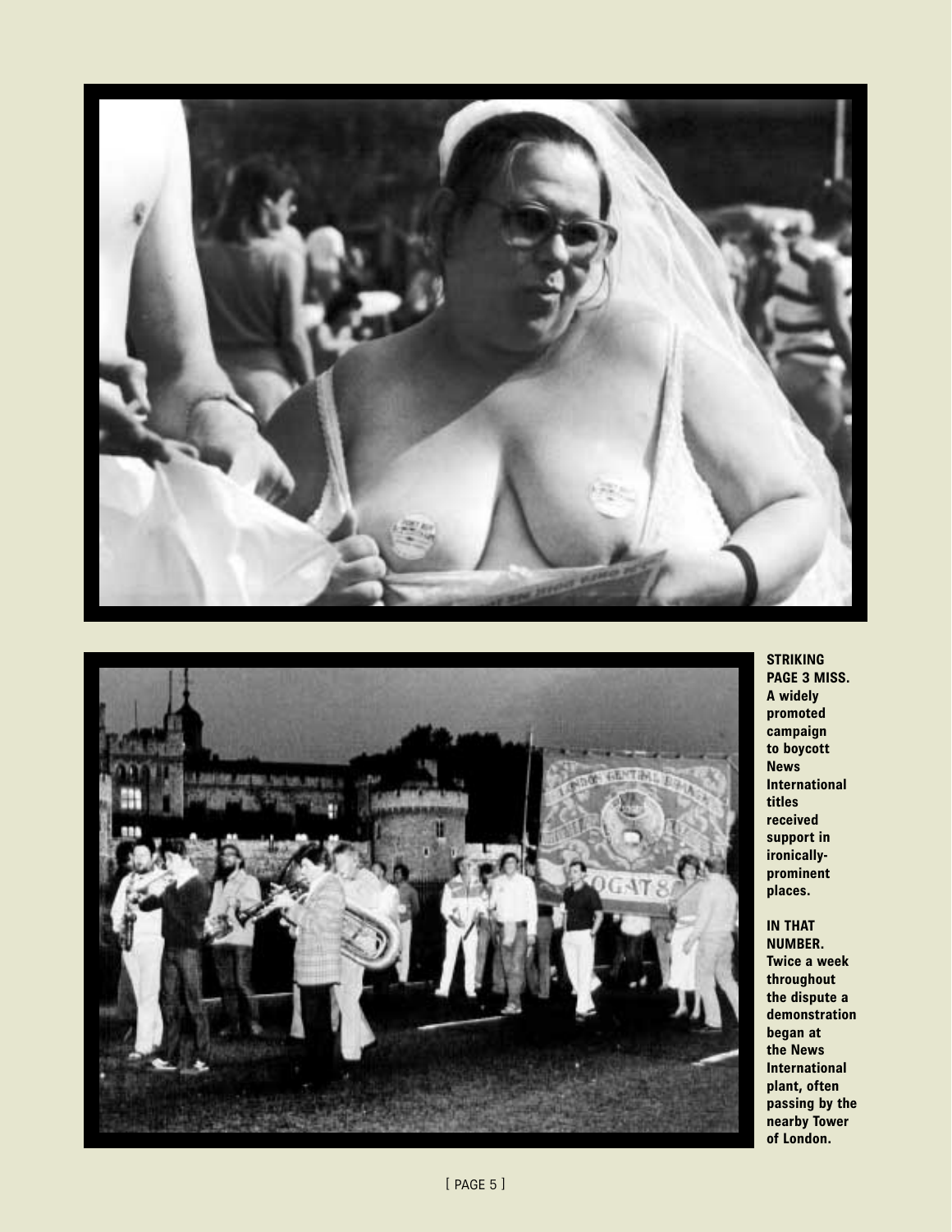**STRIKING PAGE 3 MISS.** A widely promoted campaign to boycott News International titles received support in ironically-prominent places.

**IN THAT NUMBER.** Twice a week throughout the dispute a demonstration began at the News International plant, often passing by the nearby Tower of London.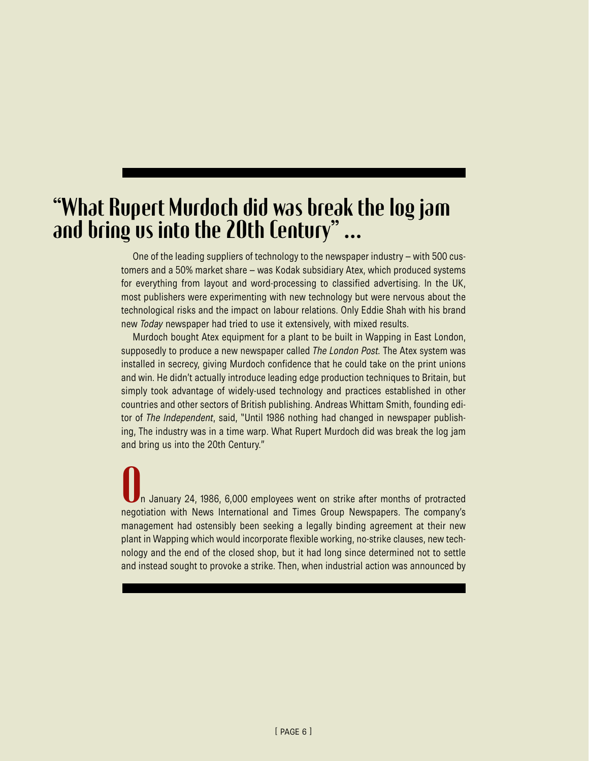## "What Rupert Murdoch did was break the log jam and bring us into the 20th Century" ...

One of the leading suppliers of technology to the newspaper industry – with 500 customers and a 50% market share – was Kodak subsidiary Atex, which produced systems for everything from layout and word-processing to classified advertising. In the UK, most publishers were experimenting with new technology but were nervous about the technological risks and the impact on labour relations. Only Eddie Shah with his brand new *Today* newspaper had tried to use it extensively, with mixed results.

Murdoch bought Atex equipment for a plant to be built in Wapping in East London, supposedly to produce a new newspaper called *The London Post.* The Atex system was installed in secrecy, giving Murdoch confidence that he could take on the print unions and win. He didn't actually introduce leading edge production techniques to Britain, but simply took advantage of widely-used technology and practices established in other countries and other sectors of British publishing. Andreas Whittam Smith, founding editor of *The Independent*, said, "Until 1986 nothing had changed in newspaper publishing, The industry was in a time warp. What Rupert Murdoch did was break the log jam and bring us into the 20th Century."

On January 24, 1986, 6,000 employees went on strike after months of protracted negotiation with News International and Times Group Newspapers. The company's management had ostensibly been seeking a legally binding agreement at their new plant in Wapping which would incorporate flexible working, no-strike clauses, new technology and the end of the closed shop, but it had long since determined not to settle and instead sought to provoke a strike. Then, when industrial action was announced by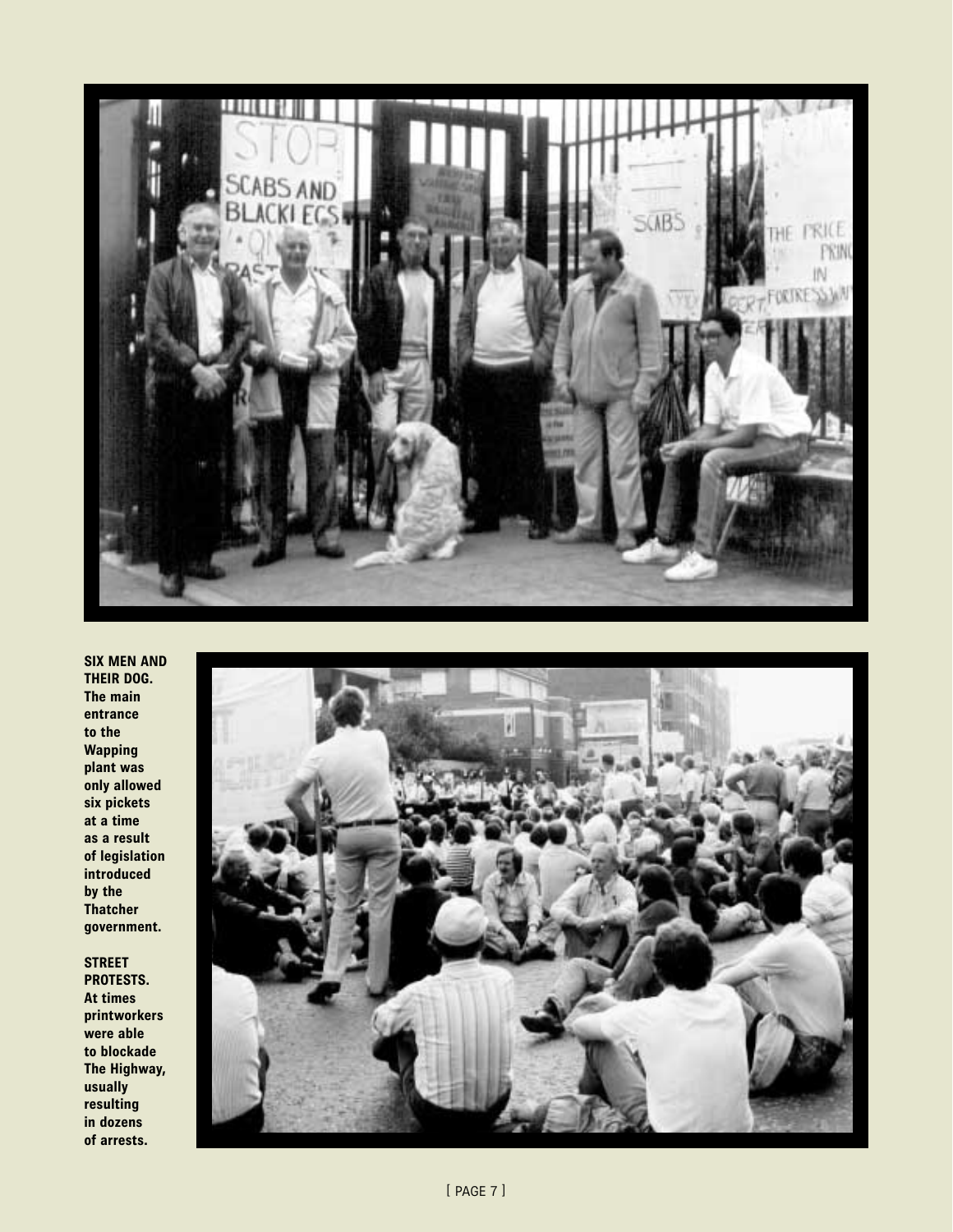**SIX MEN AND THEIR DOG.** The main entrance to the Wapping plant was only allowed six pickets at a time as a result of legislation introduced by the Thatcher government.

**STREET PROTESTS.** At times printworkers were able to blockade The Highway, usually resulting in dozens of arrests.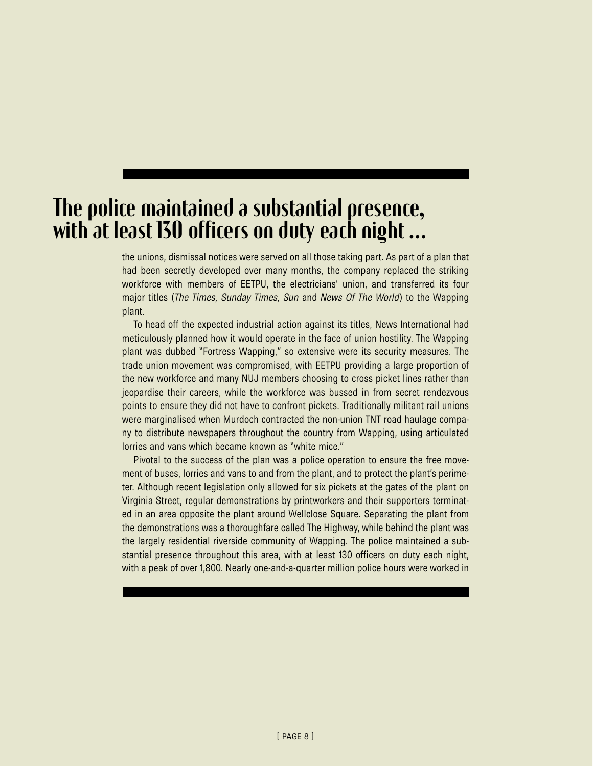## The police maintained a substantial presence, with at least 130 officers on duty each night ...

the unions, dismissal notices were served on all those taking part. As part of a plan that had been secretly developed over many months, the company replaced the striking workforce with members of EETPU, the electricians' union, and transferred its four major titles (*The Times, Sunday Times, Sun* and *News Of The World*) to the Wapping plant.

To head off the expected industrial action against its titles, News International had meticulously planned how it would operate in the face of union hostility. The Wapping plant was dubbed "Fortress Wapping," so extensive were its security measures. The trade union movement was compromised, with EETPU providing a large proportion of the new workforce and many NUJ members choosing to cross picket lines rather than jeopardise their careers, while the workforce was bussed in from secret rendezvous points to ensure they did not have to confront pickets. Traditionally militant rail unions were marginalised when Murdoch contracted the non-union TNT road haulage company to distribute newspapers throughout the country from Wapping, using articulated lorries and vans which became known as "white mice."

Pivotal to the success of the plan was a police operation to ensure the free movement of buses, lorries and vans to and from the plant, and to protect the plant's perimeter. Although recent legislation only allowed for six pickets at the gates of the plant on Virginia Street, regular demonstrations by printworkers and their supporters terminated in an area opposite the plant around Wellclose Square. Separating the plant from the demonstrations was a thoroughfare called The Highway, while behind the plant was the largely residential riverside community of Wapping. The police maintained a substantial presence throughout this area, with at least 130 officers on duty each night, with a peak of over 1,800. Nearly one-and-a-quarter million police hours were worked in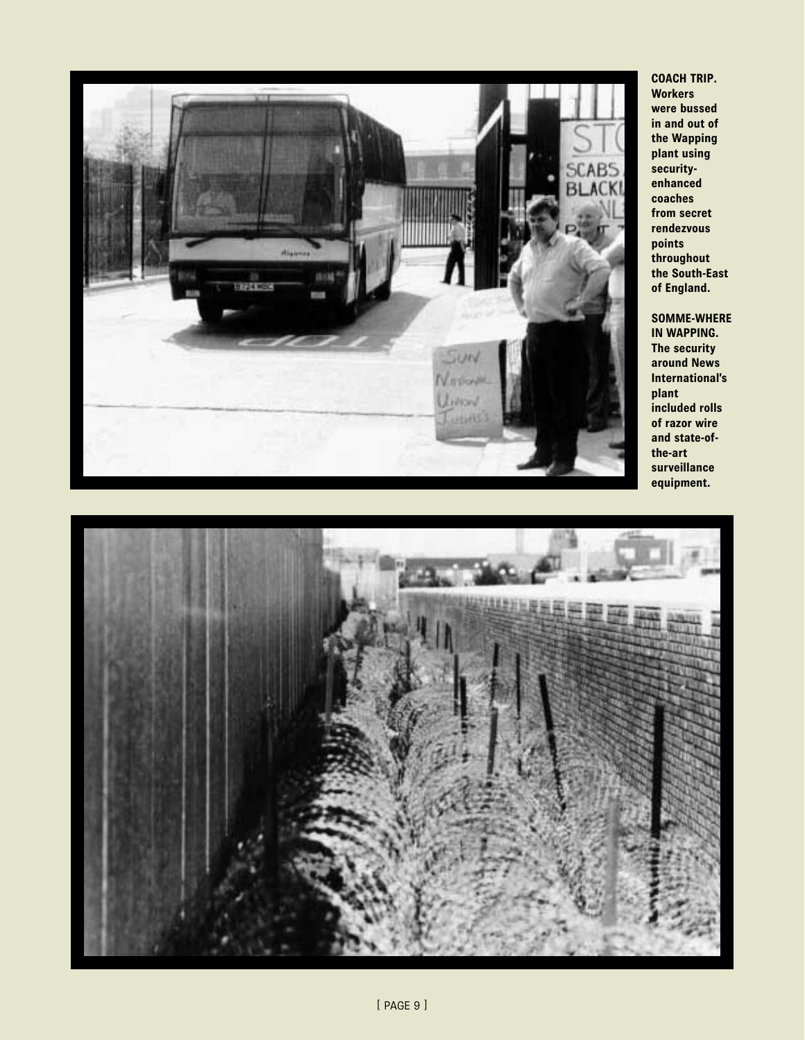**COACH TRIP.** Workers were bussed in and out of the Wapping plant using security-enhanced coaches from secret rendezvous points throughout the South-East of England.

**SOMME-WHERE IN WAPPING.** The security around News International's plant included rolls of razor wire and state-of-the-art surveillance equipment.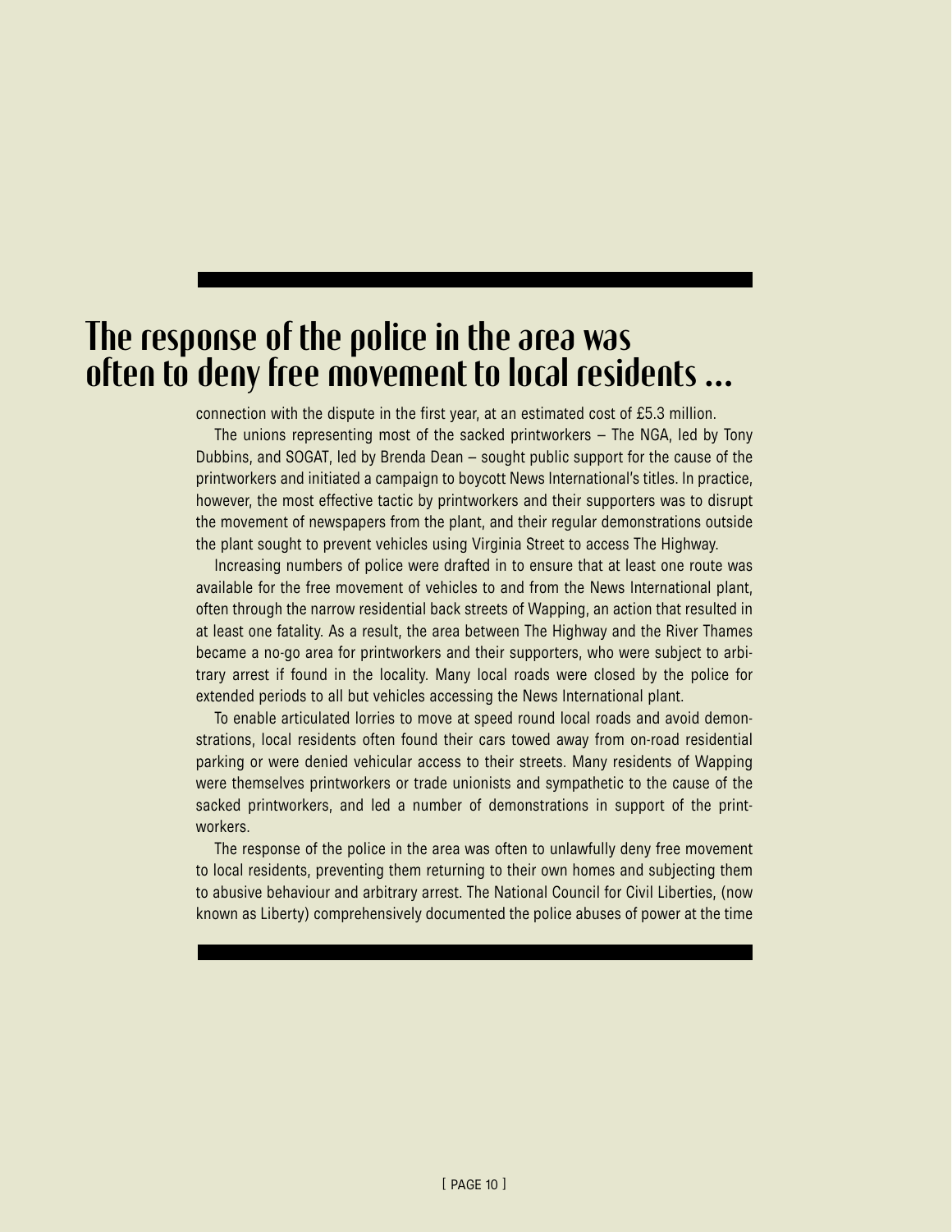## The response of the police in the area was often to deny free movement to local residents ...

connection with the dispute in the first year, at an estimated cost of £5.3 million.

The unions representing most of the sacked printworkers – The NGA, led by Tony Dubbins, and SOGAT, led by Brenda Dean – sought public support for the cause of the printworkers and initiated a campaign to boycott News International's titles. In practice, however, the most effective tactic by printworkers and their supporters was to disrupt the movement of newspapers from the plant, and their regular demonstrations outside the plant sought to prevent vehicles using Virginia Street to access The Highway.

Increasing numbers of police were drafted in to ensure that at least one route was available for the free movement of vehicles to and from the News International plant, often through the narrow residential back streets of Wapping, an action that resulted in at least one fatality. As a result, the area between The Highway and the River Thames became a no-go area for printworkers and their supporters, who were subject to arbitrary arrest if found in the locality. Many local roads were closed by the police for extended periods to all but vehicles accessing the News International plant.

To enable articulated lorries to move at speed round local roads and avoid demonstrations, local residents often found their cars towed away from on-road residential parking or were denied vehicular access to their streets. Many residents of Wapping were themselves printworkers or trade unionists and sympathetic to the cause of the sacked printworkers, and led a number of demonstrations in support of the printworkers.

The response of the police in the area was often to unlawfully deny free movement to local residents, preventing them returning to their own homes and subjecting them to abusive behaviour and arbitrary arrest. The National Council for Civil Liberties, (now known as Liberty) comprehensively documented the police abuses of power at the time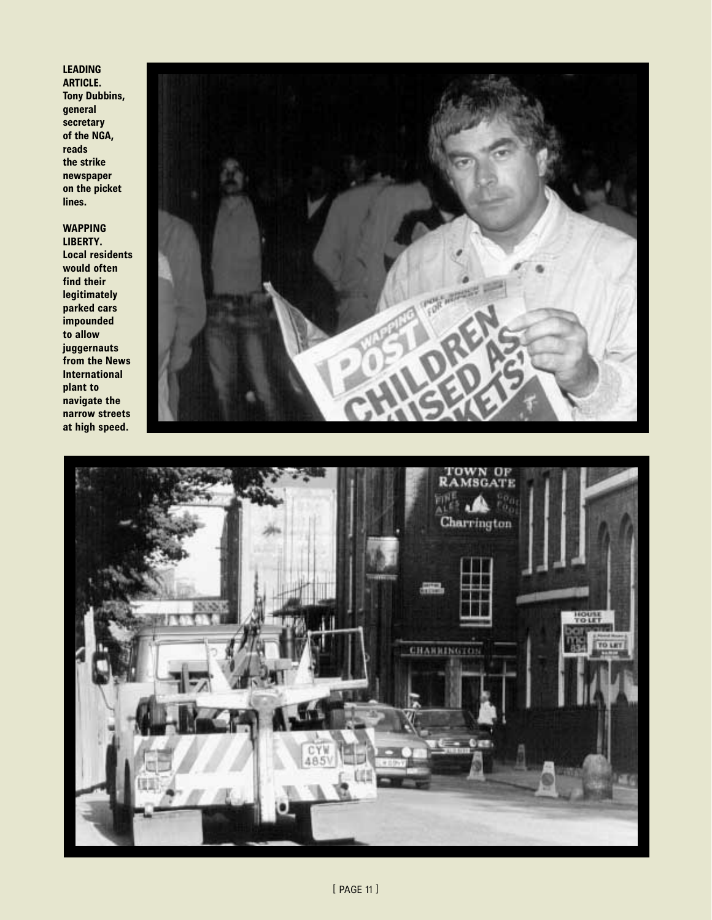**LEADING ARTICLE.** **Tony Dubbins, general secretary of the NGA, reads the strike newspaper on the picket lines.**

**WAPPING LIBERTY.** **Local residents would often find their legitimately parked cars impounded to allow juggernauts from the News International plant to navigate the narrow streets at high speed.**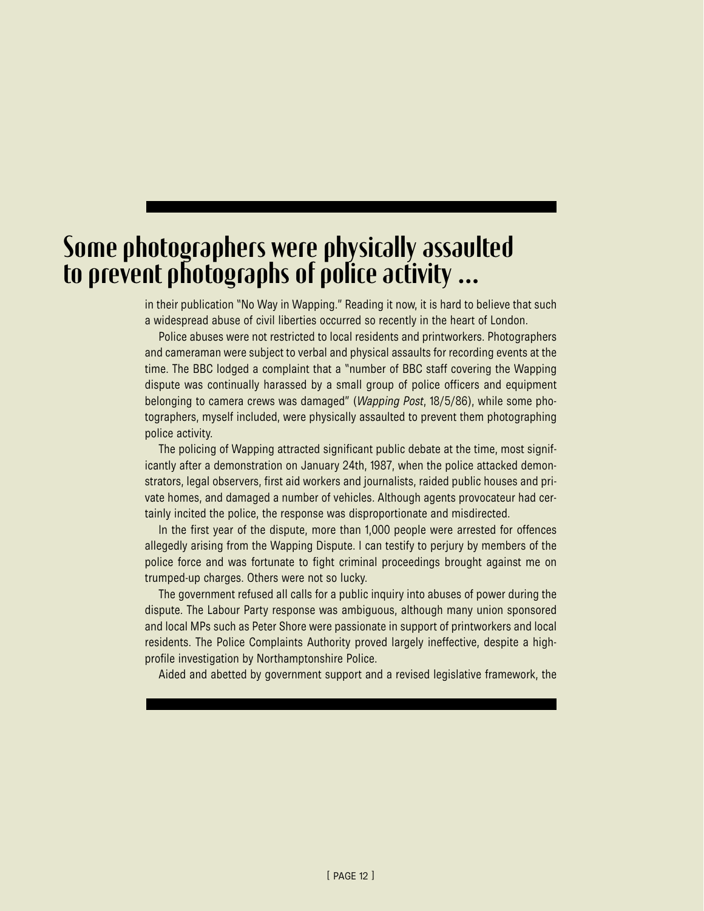## Some photographers were physically assaulted to prevent photographs of police activity ...

in their publication "No Way in Wapping." Reading it now, it is hard to believe that such a widespread abuse of civil liberties occurred so recently in the heart of London.

Police abuses were not restricted to local residents and printworkers. Photographers and cameraman were subject to verbal and physical assaults for recording events at the time. The BBC lodged a complaint that a "number of BBC staff covering the Wapping dispute was continually harassed by a small group of police officers and equipment belonging to camera crews was damaged" (*Wapping Post*, 18/5/86), while some photographers, myself included, were physically assaulted to prevent them photographing police activity.

The policing of Wapping attracted significant public debate at the time, most significantly after a demonstration on January 24th, 1987, when the police attacked demonstrators, legal observers, first aid workers and journalists, raided public houses and private homes, and damaged a number of vehicles. Although agents provocateur had certainly incited the police, the response was disproportionate and misdirected.

In the first year of the dispute, more than 1,000 people were arrested for offences allegedly arising from the Wapping Dispute. I can testify to perjury by members of the police force and was fortunate to fight criminal proceedings brought against me on trumped-up charges. Others were not so lucky.

The government refused all calls for a public inquiry into abuses of power during the dispute. The Labour Party response was ambiguous, although many union sponsored and local MPs such as Peter Shore were passionate in support of printworkers and local residents. The Police Complaints Authority proved largely ineffective, despite a high-profile investigation by Northamptonshire Police.

Aided and abetted by government support and a revised legislative framework, the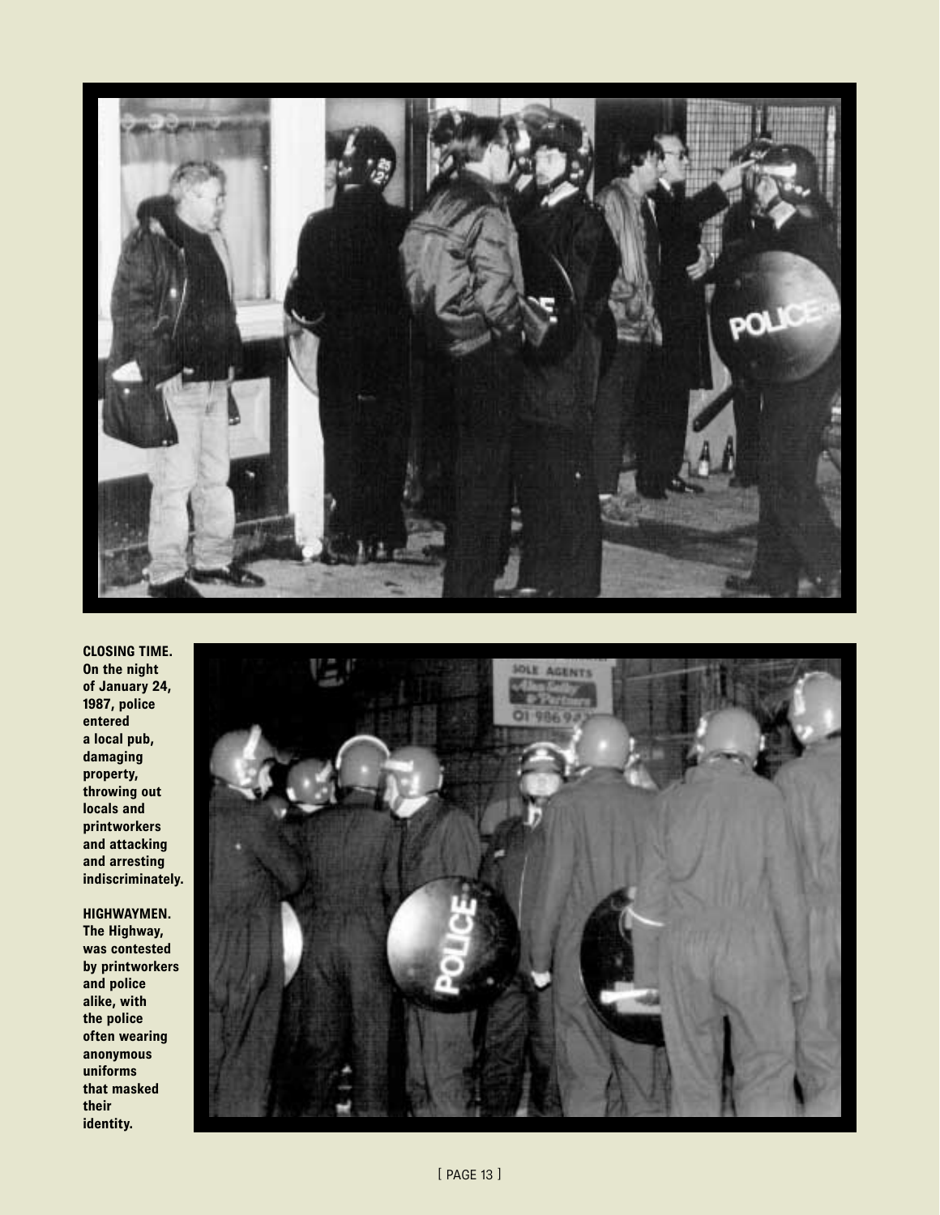**CLOSING TIME.** On the night of January 24, 1987, police entered a local pub, damaging property, throwing out locals and printworkers and attacking and arresting indiscriminately.

**HIGHWAYMEN.** The Highway, was contested by printworkers and police alike, with the police often wearing anonymous uniforms that masked their identity.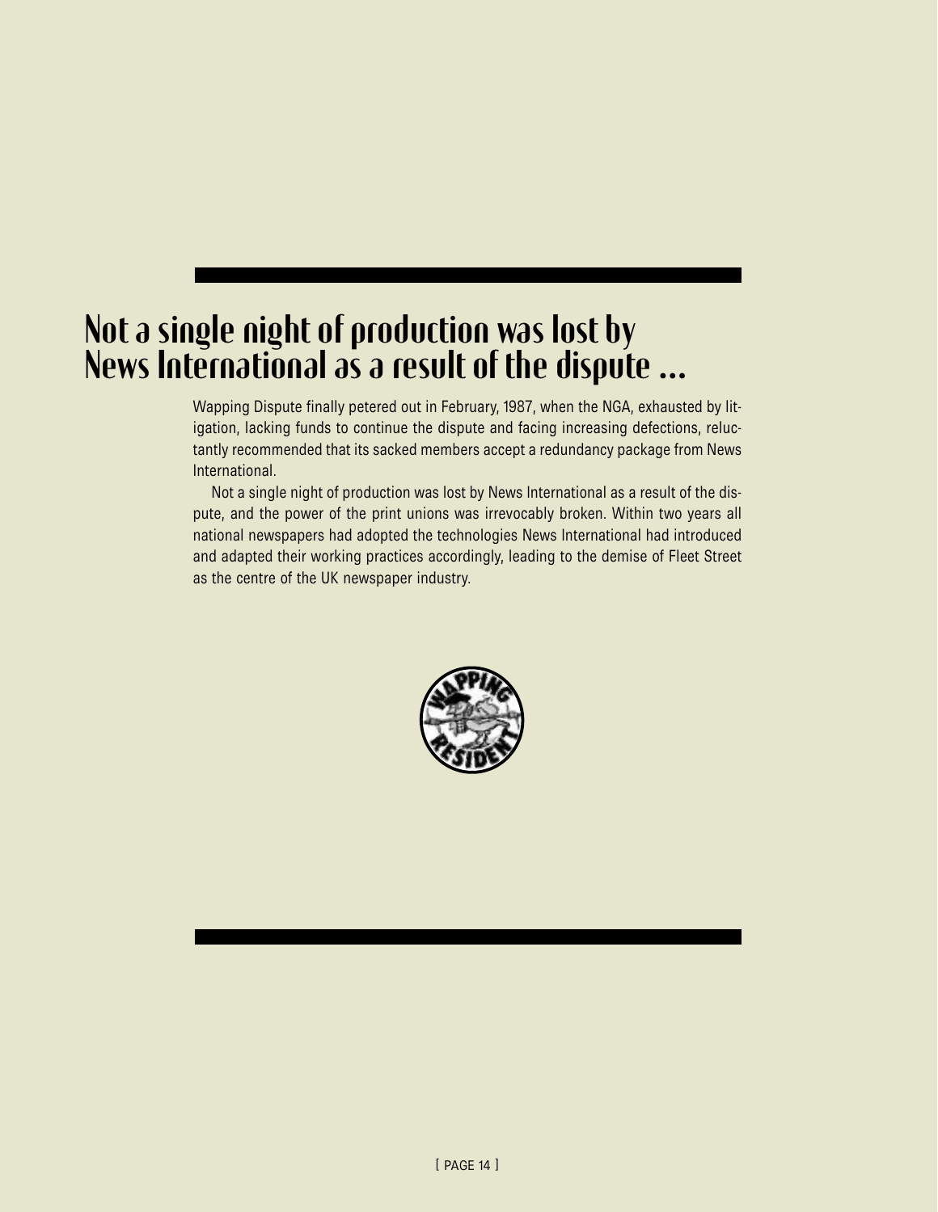# Not a single night of production was lost by News International as a result of the dispute ...

Wapping Dispute finally petered out in February, 1987, when the NGA, exhausted by litigation, lacking funds to continue the dispute and facing increasing defections, reluctantly recommended that its sacked members accept a redundancy package from News International.

Not a single night of production was lost by News International as a result of the dispute, and the power of the print unions was irrevocably broken. Within two years all national newspapers had adopted the technologies News International had introduced and adapted their working practices accordingly, leading to the demise of Fleet Street as the centre of the UK newspaper industry.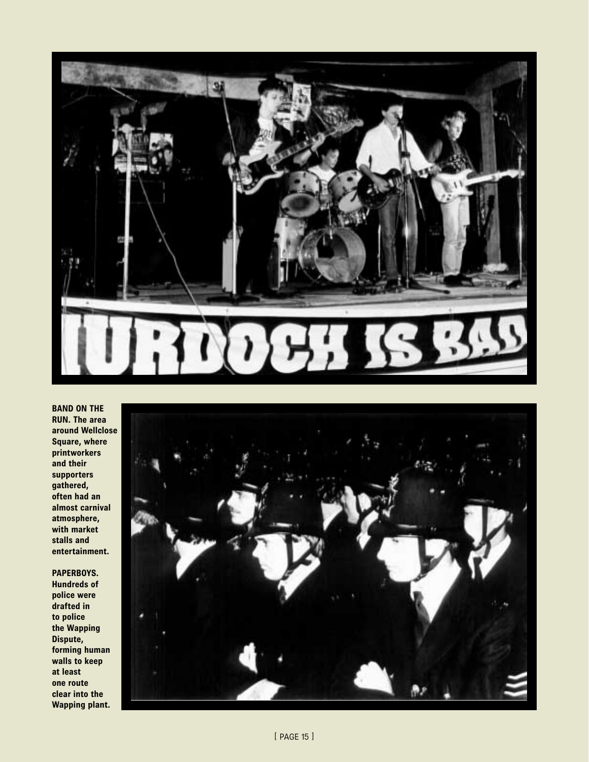**BAND ON THE RUN.** The area around Wellclose Square, where printworkers and their supporters gathered, often had an almost carnival atmosphere, with market stalls and entertainment.

**PAPERBOYS.** Hundreds of police were drafted in to police the Wapping Dispute, forming human walls to keep at least one route clear into the Wapping plant.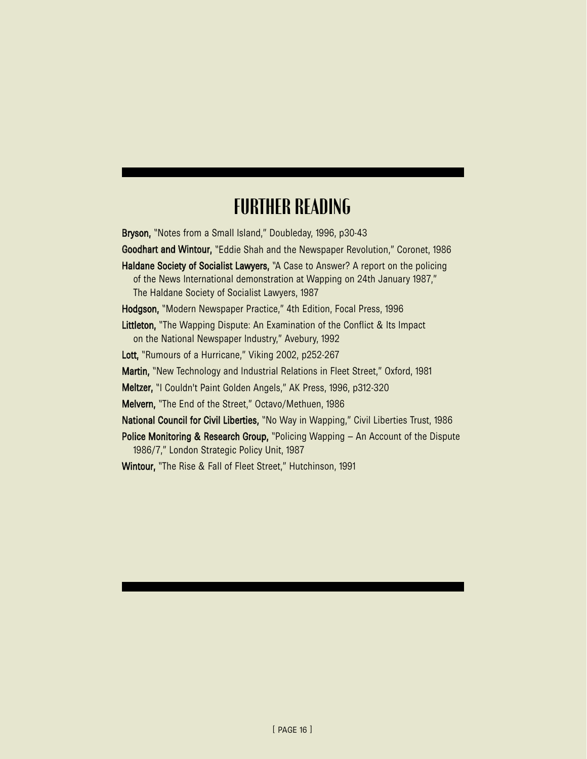# FURTHER READING

**Bryson,** "Notes from a Small Island," Doubleday, 1996, p30-43

**Goodhart and Wintour,** "Eddie Shah and the Newspaper Revolution," Coronet, 1986

**Haldane Society of Socialist Lawyers,** "A Case to Answer? A report on the policing of the News International demonstration at Wapping on 24th January 1987," The Haldane Society of Socialist Lawyers, 1987

**Hodgson,** "Modern Newspaper Practice," 4th Edition, Focal Press, 1996

**Littleton,** "The Wapping Dispute: An Examination of the Conflict & Its Impact on the National Newspaper Industry," Avebury, 1992

**Lott,** "Rumours of a Hurricane," Viking 2002, p252-267

**Martin,** "New Technology and Industrial Relations in Fleet Street," Oxford, 1981

**Meltzer,** "I Couldn't Paint Golden Angels," AK Press, 1996, p312-320

**Melvern,** "The End of the Street," Octavo/Methuen, 1986

**National Council for Civil Liberties,** "No Way in Wapping," Civil Liberties Trust, 1986

**Police Monitoring & Research Group,** "Policing Wapping – An Account of the Dispute 1986/7," London Strategic Policy Unit, 1987

**Wintour,** "The Rise & Fall of Fleet Street," Hutchinson, 1991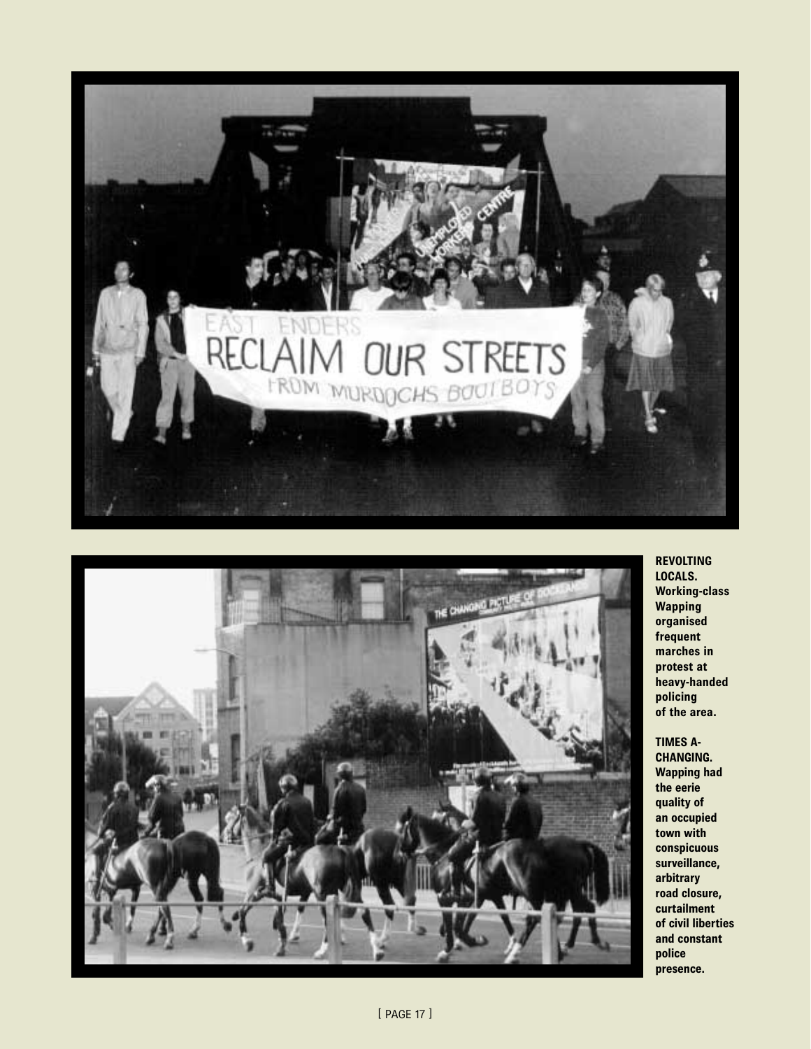**REVOLTING LOCALS.** Working-class Wapping organised frequent marches in protest at heavy-handed policing of the area.

**TIMES A-CHANGING.** Wapping had the eerie quality of an occupied town with conspicuous surveillance, arbitrary road closure, curtailment of civil liberties and constant police presence.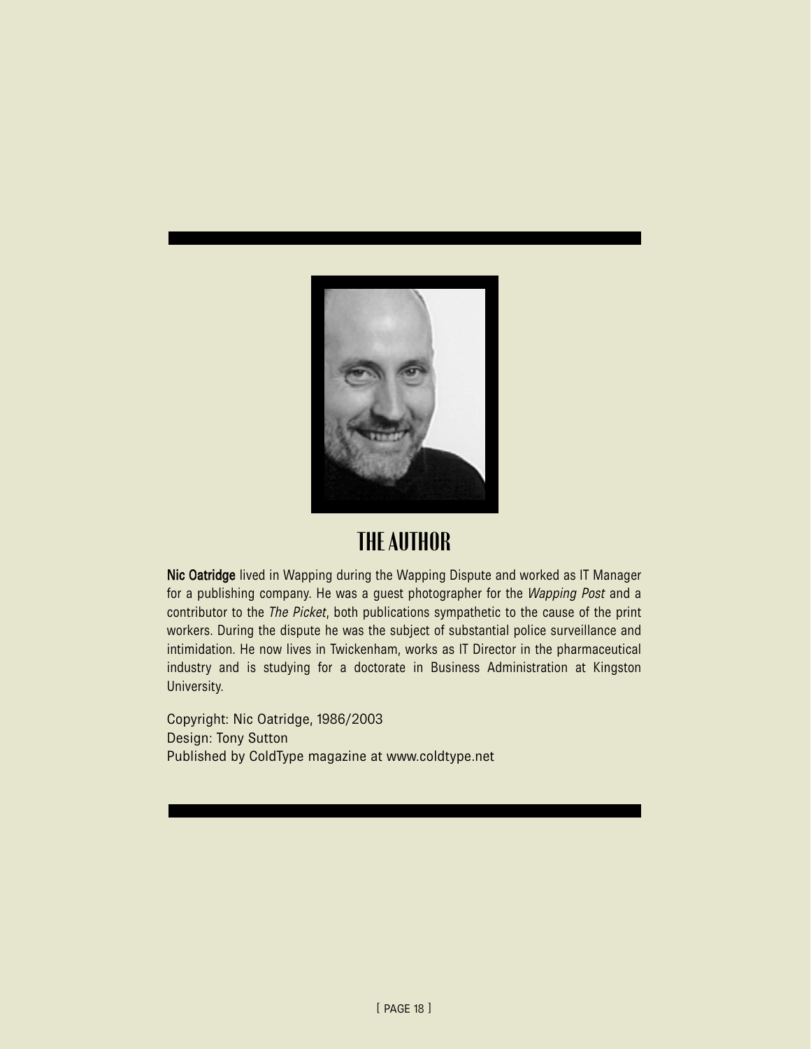# THE AUTHOR

**Nic Oatridge** lived in Wapping during the Wapping Dispute and worked as IT Manager for a publishing company. He was a guest photographer for the *Wapping Post* and a contributor to the *The Picket*, both publications sympathetic to the cause of the print workers. During the dispute he was the subject of substantial police surveillance and intimidation. He now lives in Twickenham, works as IT Director in the pharmaceutical industry and is studying for a doctorate in Business Administration at Kingston University.

Copyright: Nic Oatridge, 1986/2003
Design: Tony Sutton
Published by ColdType magazine at www.coldtype.net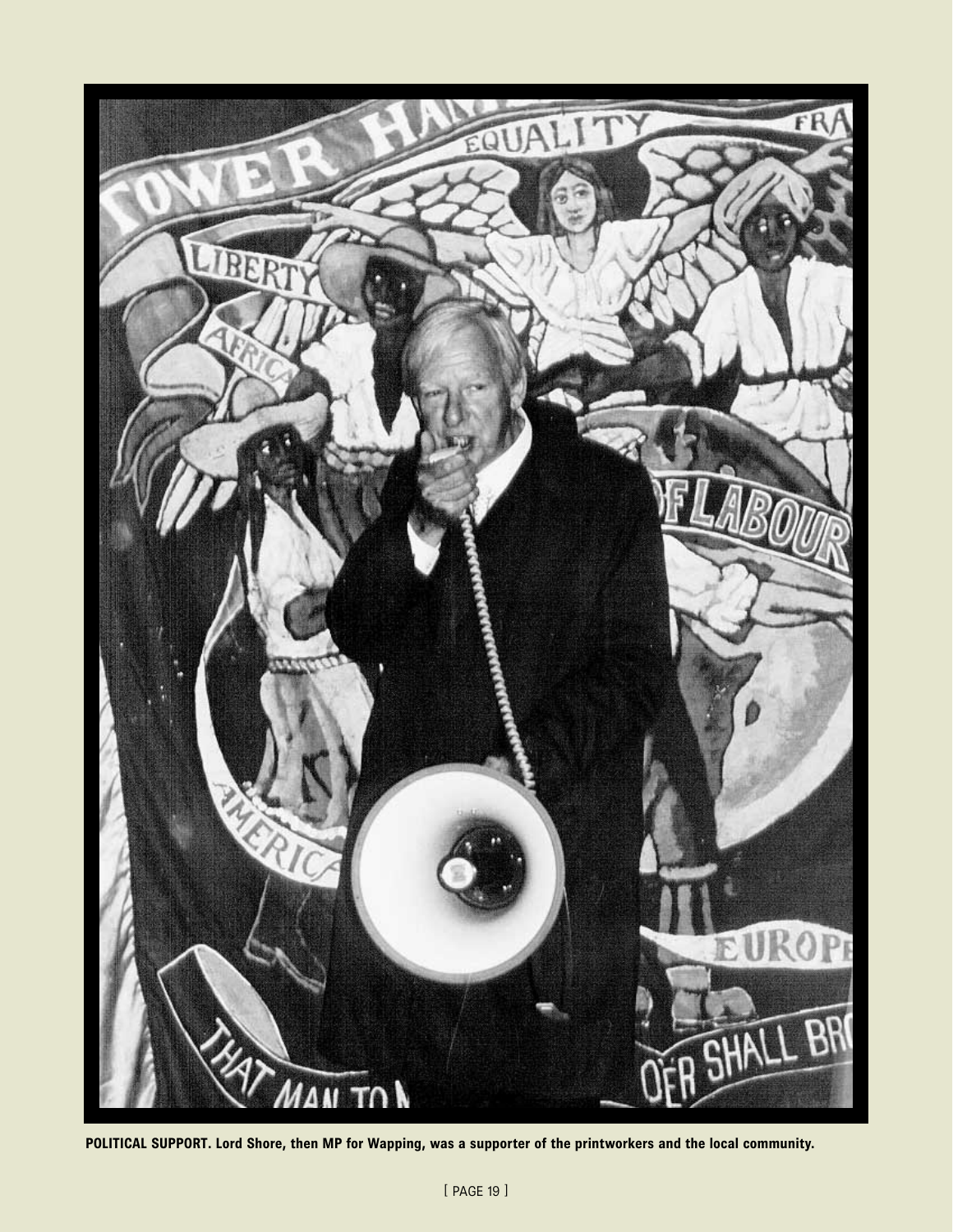**POLITICAL SUPPORT. Lord Shore, then MP for Wapping, was a supporter of the printworkers and the local community.**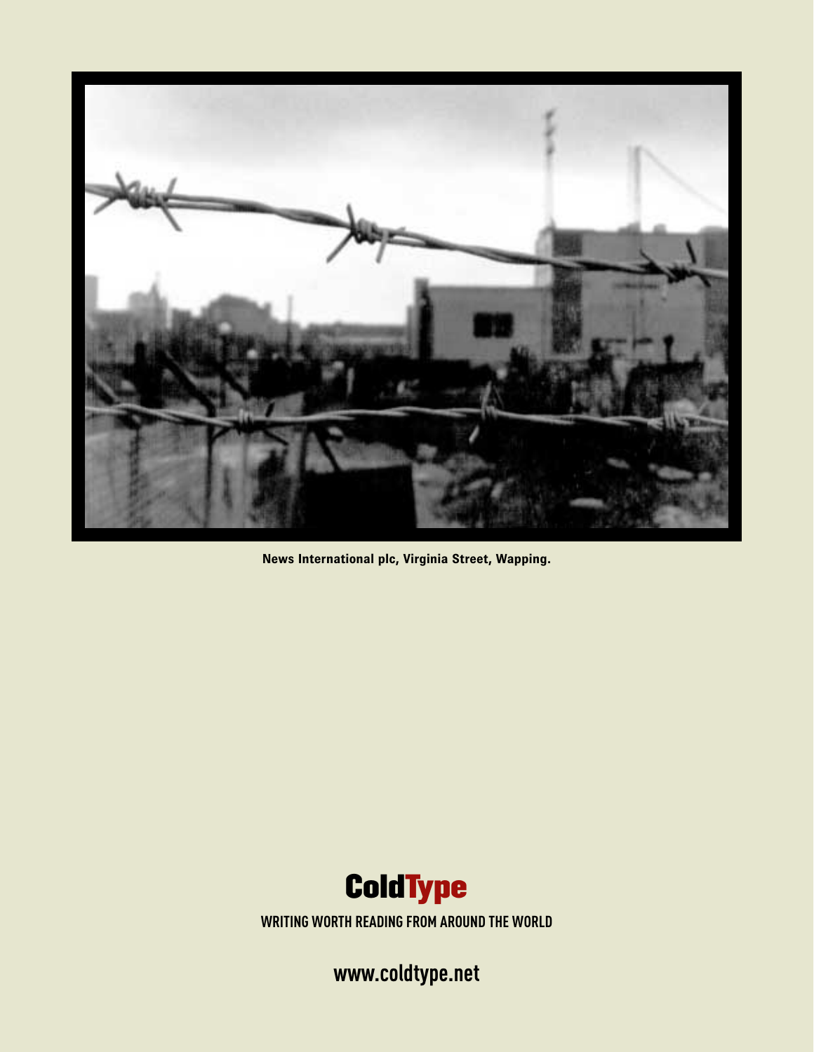News International plc, Virginia Street, Wapping.

**ColdType**

WRITING WORTH READING FROM AROUND THE WORLD

www.coldtype.net